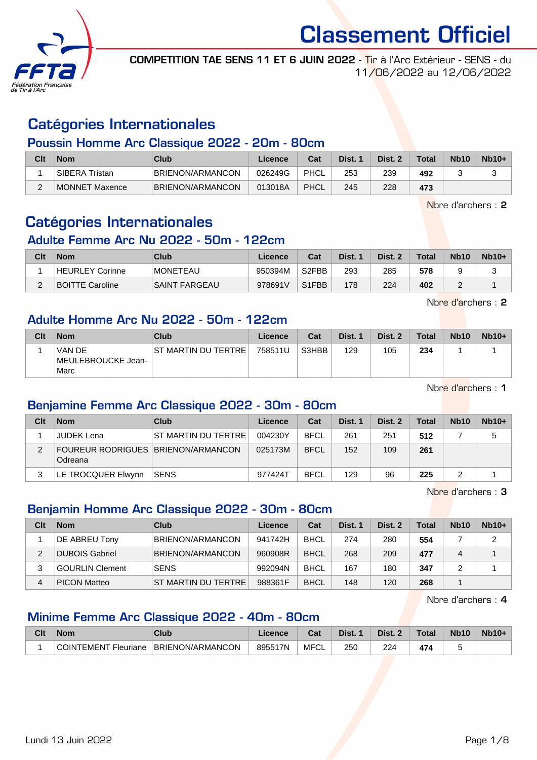# Classement Officiel

**COMPETITION TAE SENS 11 ET 6 JUIN 2022** - Tir à l'Arc Extérieur - SENS - du 11/06/2022 au 12/06/2022

## Catégories Internationales

### Poussin Homme Arc Classique 2022 - 20m - 80cm

| Clt | Nom | Club | Licence | Cat | Dist. 1 | Dist. 2 | Total | Nb10 | Nb10+ |
|---|---|---|---|---|---|---|---|---|---|
| 1 | SIBERA Tristan | BRIENON/ARMANCON | 026249G | PHCL | 253 | 239 | **492** | 3 | 3 |
| 2 | MONNET Maxence | BRIENON/ARMANCON | 013018A | PHCL | 245 | 228 | **473** | | |

Nbre d'archers : **2**

## Catégories Internationales

### Adulte Femme Arc Nu 2022 - 50m - 122cm

| Clt | Nom | Club | Licence | Cat | Dist. 1 | Dist. 2 | Total | Nb10 | Nb10+ |
|---|---|---|---|---|---|---|---|---|---|
| 1 | HEURLEY Corinne | MONETEAU | 950394M | S2FBB | 293 | 285 | **578** | 9 | 3 |
| 2 | BOITTE Caroline | SAINT FARGEAU | 978691V | S1FBB | 178 | 224 | **402** | 2 | 1 |

Nbre d'archers : **2**

### Adulte Homme Arc Nu 2022 - 50m - 122cm

| Clt | Nom | Club | Licence | Cat | Dist. 1 | Dist. 2 | Total | Nb10 | Nb10+ |
|---|---|---|---|---|---|---|---|---|---|
| 1 | VAN DE MEULEBROUCKE Jean-Marc | ST MARTIN DU TERTRE | 758511U | S3HBB | 129 | 105 | **234** | 1 | 1 |

Nbre d'archers : **1**

### Benjamine Femme Arc Classique 2022 - 30m - 80cm

| Clt | Nom | Club | Licence | Cat | Dist. 1 | Dist. 2 | Total | Nb10 | Nb10+ |
|---|---|---|---|---|---|---|---|---|---|
| 1 | JUDEK Lena | ST MARTIN DU TERTRE | 004230Y | BFCL | 261 | 251 | **512** | 7 | 5 |
| 2 | FOUREUR RODRIGUES Odreana | BRIENON/ARMANCON | 025173M | BFCL | 152 | 109 | **261** | | |
| 3 | LE TROCQUER Elwynn | SENS | 977424T | BFCL | 129 | 96 | **225** | 2 | 1 |

Nbre d'archers : **3**

### Benjamin Homme Arc Classique 2022 - 30m - 80cm

| Clt | Nom | Club | Licence | Cat | Dist. 1 | Dist. 2 | Total | Nb10 | Nb10+ |
|---|---|---|---|---|---|---|---|---|---|
| 1 | DE ABREU Tony | BRIENON/ARMANCON | 941742H | BHCL | 274 | 280 | **554** | 7 | 2 |
| 2 | DUBOIS Gabriel | BRIENON/ARMANCON | 960908R | BHCL | 268 | 209 | **477** | 4 | 1 |
| 3 | GOURLIN Clement | SENS | 992094N | BHCL | 167 | 180 | **347** | 2 | 1 |
| 4 | PICON Matteo | ST MARTIN DU TERTRE | 988361F | BHCL | 148 | 120 | **268** | 1 | |

Nbre d'archers : **4**

### Minime Femme Arc Classique 2022 - 40m - 80cm

| Clt | Nom | Club | Licence | Cat | Dist. 1 | Dist. 2 | Total | Nb10 | Nb10+ |
|---|---|---|---|---|---|---|---|---|---|
| 1 | COINTEMENT Fleuriane | BRIENON/ARMANCON | 895517N | MFCL | 250 | 224 | **474** | 5 | |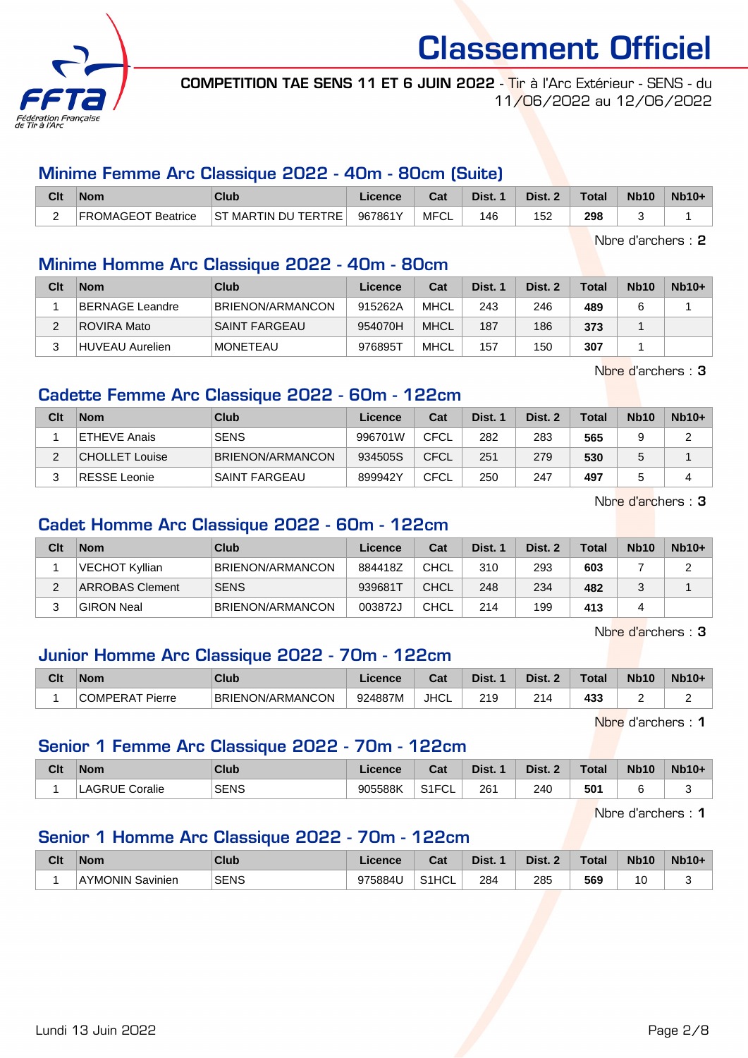# Classement Officiel

**COMPETITION TAE SENS 11 ET 6 JUIN 2022** - Tir à l'Arc Extérieur - SENS - du 11/06/2022 au 12/06/2022

## Minime Femme Arc Classique 2022 - 40m - 80cm (Suite)

| Clt | Nom | Club | Licence | Cat | Dist. 1 | Dist. 2 | Total | Nb10 | Nb10+ |
|---|---|---|---|---|---|---|---|---|---|
| 2 | FROMAGEOT Beatrice | ST MARTIN DU TERTRE | 967861Y | MFCL | 146 | 152 | **298** | 3 | 1 |

Nbre d'archers : **2**

## Minime Homme Arc Classique 2022 - 40m - 80cm

| Clt | Nom | Club | Licence | Cat | Dist. 1 | Dist. 2 | Total | Nb10 | Nb10+ |
|---|---|---|---|---|---|---|---|---|---|
| 1 | BERNAGE Leandre | BRIENON/ARMANCON | 915262A | MHCL | 243 | 246 | **489** | 6 | 1 |
| 2 | ROVIRA Mato | SAINT FARGEAU | 954070H | MHCL | 187 | 186 | **373** | 1 | |
| 3 | HUVEAU Aurelien | MONETEAU | 976895T | MHCL | 157 | 150 | **307** | 1 | |

Nbre d'archers : **3**

## Cadette Femme Arc Classique 2022 - 60m - 122cm

| Clt | Nom | Club | Licence | Cat | Dist. 1 | Dist. 2 | Total | Nb10 | Nb10+ |
|---|---|---|---|---|---|---|---|---|---|
| 1 | ETHEVE Anais | SENS | 996701W | CFCL | 282 | 283 | **565** | 9 | 2 |
| 2 | CHOLLET Louise | BRIENON/ARMANCON | 934505S | CFCL | 251 | 279 | **530** | 5 | 1 |
| 3 | RESSE Leonie | SAINT FARGEAU | 899942Y | CFCL | 250 | 247 | **497** | 5 | 4 |

Nbre d'archers : **3**

## Cadet Homme Arc Classique 2022 - 60m - 122cm

| Clt | Nom | Club | Licence | Cat | Dist. 1 | Dist. 2 | Total | Nb10 | Nb10+ |
|---|---|---|---|---|---|---|---|---|---|
| 1 | VECHOT Kyllian | BRIENON/ARMANCON | 884418Z | CHCL | 310 | 293 | **603** | 7 | 2 |
| 2 | ARROBAS Clement | SENS | 939681T | CHCL | 248 | 234 | **482** | 3 | 1 |
| 3 | GIRON Neal | BRIENON/ARMANCON | 003872J | CHCL | 214 | 199 | **413** | 4 | |

Nbre d'archers : **3**

## Junior Homme Arc Classique 2022 - 70m - 122cm

| Clt | Nom | Club | Licence | Cat | Dist. 1 | Dist. 2 | Total | Nb10 | Nb10+ |
|---|---|---|---|---|---|---|---|---|---|
| 1 | COMPERAT Pierre | BRIENON/ARMANCON | 924887M | JHCL | 219 | 214 | **433** | 2 | 2 |

Nbre d'archers : **1**

## Senior 1 Femme Arc Classique 2022 - 70m - 122cm

| Clt | Nom | Club | Licence | Cat | Dist. 1 | Dist. 2 | Total | Nb10 | Nb10+ |
|---|---|---|---|---|---|---|---|---|---|
| 1 | LAGRUE Coralie | SENS | 905588K | S1FCL | 261 | 240 | **501** | 6 | 3 |

Nbre d'archers : **1**

## Senior 1 Homme Arc Classique 2022 - 70m - 122cm

| Clt | Nom | Club | Licence | Cat | Dist. 1 | Dist. 2 | Total | Nb10 | Nb10+ |
|---|---|---|---|---|---|---|---|---|---|
| 1 | AYMONIN Savinien | SENS | 975884U | S1HCL | 284 | 285 | **569** | 10 | 3 |

Lundi 13 Juin 2022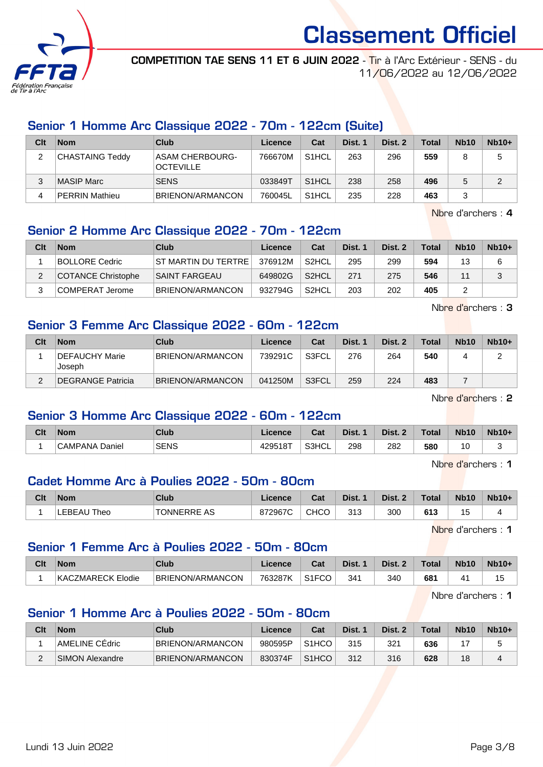# Classement Officiel

**COMPETITION TAE SENS 11 ET 6 JUIN 2022** - Tir à l'Arc Extérieur - SENS - du 11/06/2022 au 12/06/2022

## Senior 1 Homme Arc Classique 2022 - 70m - 122cm (Suite)

| Clt | Nom | Club | Licence | Cat | Dist. 1 | Dist. 2 | Total | Nb10 | Nb10+ |
|---|---|---|---|---|---|---|---|---|---|
| 2 | CHASTAING Teddy | ASAM CHERBOURG-OCTEVILLE | 766670M | S1HCL | 263 | 296 | **559** | 8 | 5 |
| 3 | MASIP Marc | SENS | 033849T | S1HCL | 238 | 258 | **496** | 5 | 2 |
| 4 | PERRIN Mathieu | BRIENON/ARMANCON | 760045L | S1HCL | 235 | 228 | **463** | 3 | |

Nbre d'archers : **4**

## Senior 2 Homme Arc Classique 2022 - 70m - 122cm

| Clt | Nom | Club | Licence | Cat | Dist. 1 | Dist. 2 | Total | Nb10 | Nb10+ |
|---|---|---|---|---|---|---|---|---|---|
| 1 | BOLLORE Cedric | ST MARTIN DU TERTRE | 376912M | S2HCL | 295 | 299 | **594** | 13 | 6 |
| 2 | COTANCE Christophe | SAINT FARGEAU | 649802G | S2HCL | 271 | 275 | **546** | 11 | 3 |
| 3 | COMPERAT Jerome | BRIENON/ARMANCON | 932794G | S2HCL | 203 | 202 | **405** | 2 | |

Nbre d'archers : **3**

## Senior 3 Femme Arc Classique 2022 - 60m - 122cm

| Clt | Nom | Club | Licence | Cat | Dist. 1 | Dist. 2 | Total | Nb10 | Nb10+ |
|---|---|---|---|---|---|---|---|---|---|
| 1 | DEFAUCHY Marie Joseph | BRIENON/ARMANCON | 739291C | S3FCL | 276 | 264 | **540** | 4 | 2 |
| 2 | DEGRANGE Patricia | BRIENON/ARMANCON | 041250M | S3FCL | 259 | 224 | **483** | 7 | |

Nbre d'archers : **2**

## Senior 3 Homme Arc Classique 2022 - 60m - 122cm

| Clt | Nom | Club | Licence | Cat | Dist. 1 | Dist. 2 | Total | Nb10 | Nb10+ |
|---|---|---|---|---|---|---|---|---|---|
| 1 | CAMPANA Daniel | SENS | 429518T | S3HCL | 298 | 282 | **580** | 10 | 3 |

Nbre d'archers : **1**

## Cadet Homme Arc à Poulies 2022 - 50m - 80cm

| Clt | Nom | Club | Licence | Cat | Dist. 1 | Dist. 2 | Total | Nb10 | Nb10+ |
|---|---|---|---|---|---|---|---|---|---|
| 1 | LEBEAU Theo | TONNERRE AS | 872967C | CHCO | 313 | 300 | **613** | 15 | 4 |

Nbre d'archers : **1**

## Senior 1 Femme Arc à Poulies 2022 - 50m - 80cm

| Clt | Nom | Club | Licence | Cat | Dist. 1 | Dist. 2 | Total | Nb10 | Nb10+ |
|---|---|---|---|---|---|---|---|---|---|
| 1 | KACZMARECK Elodie | BRIENON/ARMANCON | 763287K | S1FCO | 341 | 340 | **681** | 41 | 15 |

Nbre d'archers : **1**

## Senior 1 Homme Arc à Poulies 2022 - 50m - 80cm

| Clt | Nom | Club | Licence | Cat | Dist. 1 | Dist. 2 | Total | Nb10 | Nb10+ |
|---|---|---|---|---|---|---|---|---|---|
| 1 | AMELINE CÉdric | BRIENON/ARMANCON | 980595P | S1HCO | 315 | 321 | **636** | 17 | 5 |
| 2 | SIMON Alexandre | BRIENON/ARMANCON | 830374F | S1HCO | 312 | 316 | **628** | 18 | 4 |

Lundi 13 Juin 2022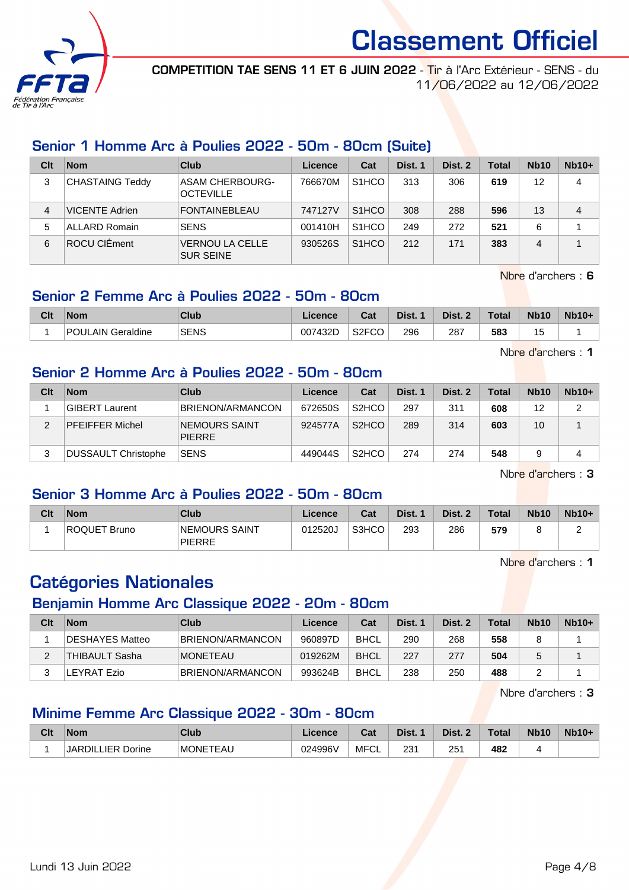# Classement Officiel

**COMPETITION TAE SENS 11 ET 6 JUIN 2022** - Tir à l'Arc Extérieur - SENS - du 11/06/2022 au 12/06/2022

## Senior 1 Homme Arc à Poulies 2022 - 50m - 80cm (Suite)

| Clt | Nom | Club | Licence | Cat | Dist. 1 | Dist. 2 | Total | Nb10 | Nb10+ |
|---|---|---|---|---|---|---|---|---|---|
| 3 | CHASTAING Teddy | ASAM CHERBOURG-OCTEVILLE | 766670M | S1HCO | 313 | 306 | **619** | 12 | 4 |
| 4 | VICENTE Adrien | FONTAINEBLEAU | 747127V | S1HCO | 308 | 288 | **596** | 13 | 4 |
| 5 | ALLARD Romain | SENS | 001410H | S1HCO | 249 | 272 | **521** | 6 | 1 |
| 6 | ROCU ClÉment | VERNOU LA CELLE SUR SEINE | 930526S | S1HCO | 212 | 171 | **383** | 4 | 1 |

Nbre d'archers : **6**

## Senior 2 Femme Arc à Poulies 2022 - 50m - 80cm

| Clt | Nom | Club | Licence | Cat | Dist. 1 | Dist. 2 | Total | Nb10 | Nb10+ |
|---|---|---|---|---|---|---|---|---|---|
| 1 | POULAIN Geraldine | SENS | 007432D | S2FCO | 296 | 287 | **583** | 15 | 1 |

Nbre d'archers : **1**

## Senior 2 Homme Arc à Poulies 2022 - 50m - 80cm

| Clt | Nom | Club | Licence | Cat | Dist. 1 | Dist. 2 | Total | Nb10 | Nb10+ |
|---|---|---|---|---|---|---|---|---|---|
| 1 | GIBERT Laurent | BRIENON/ARMANCON | 672650S | S2HCO | 297 | 311 | **608** | 12 | 2 |
| 2 | PFEIFFER Michel | NEMOURS SAINT PIERRE | 924577A | S2HCO | 289 | 314 | **603** | 10 | 1 |
| 3 | DUSSAULT Christophe | SENS | 449044S | S2HCO | 274 | 274 | **548** | 9 | 4 |

Nbre d'archers : **3**

## Senior 3 Homme Arc à Poulies 2022 - 50m - 80cm

| Clt | Nom | Club | Licence | Cat | Dist. 1 | Dist. 2 | Total | Nb10 | Nb10+ |
|---|---|---|---|---|---|---|---|---|---|
| 1 | ROQUET Bruno | NEMOURS SAINT PIERRE | 012520J | S3HCO | 293 | 286 | **579** | 8 | 2 |

Nbre d'archers : **1**

# Catégories Nationales

## Benjamin Homme Arc Classique 2022 - 20m - 80cm

| Clt | Nom | Club | Licence | Cat | Dist. 1 | Dist. 2 | Total | Nb10 | Nb10+ |
|---|---|---|---|---|---|---|---|---|---|
| 1 | DESHAYES Matteo | BRIENON/ARMANCON | 960897D | BHCL | 290 | 268 | **558** | 8 | 1 |
| 2 | THIBAULT Sasha | MONETEAU | 019262M | BHCL | 227 | 277 | **504** | 5 | 1 |
| 3 | LEYRAT Ezio | BRIENON/ARMANCON | 993624B | BHCL | 238 | 250 | **488** | 2 | 1 |

Nbre d'archers : **3**

## Minime Femme Arc Classique 2022 - 30m - 80cm

| Clt | Nom | Club | Licence | Cat | Dist. 1 | Dist. 2 | Total | Nb10 | Nb10+ |
|---|---|---|---|---|---|---|---|---|---|
| 1 | JARDILLIER Dorine | MONETEAU | 024996V | MFCL | 231 | 251 | **482** | 4 | |

Lundi 13 Juin 2022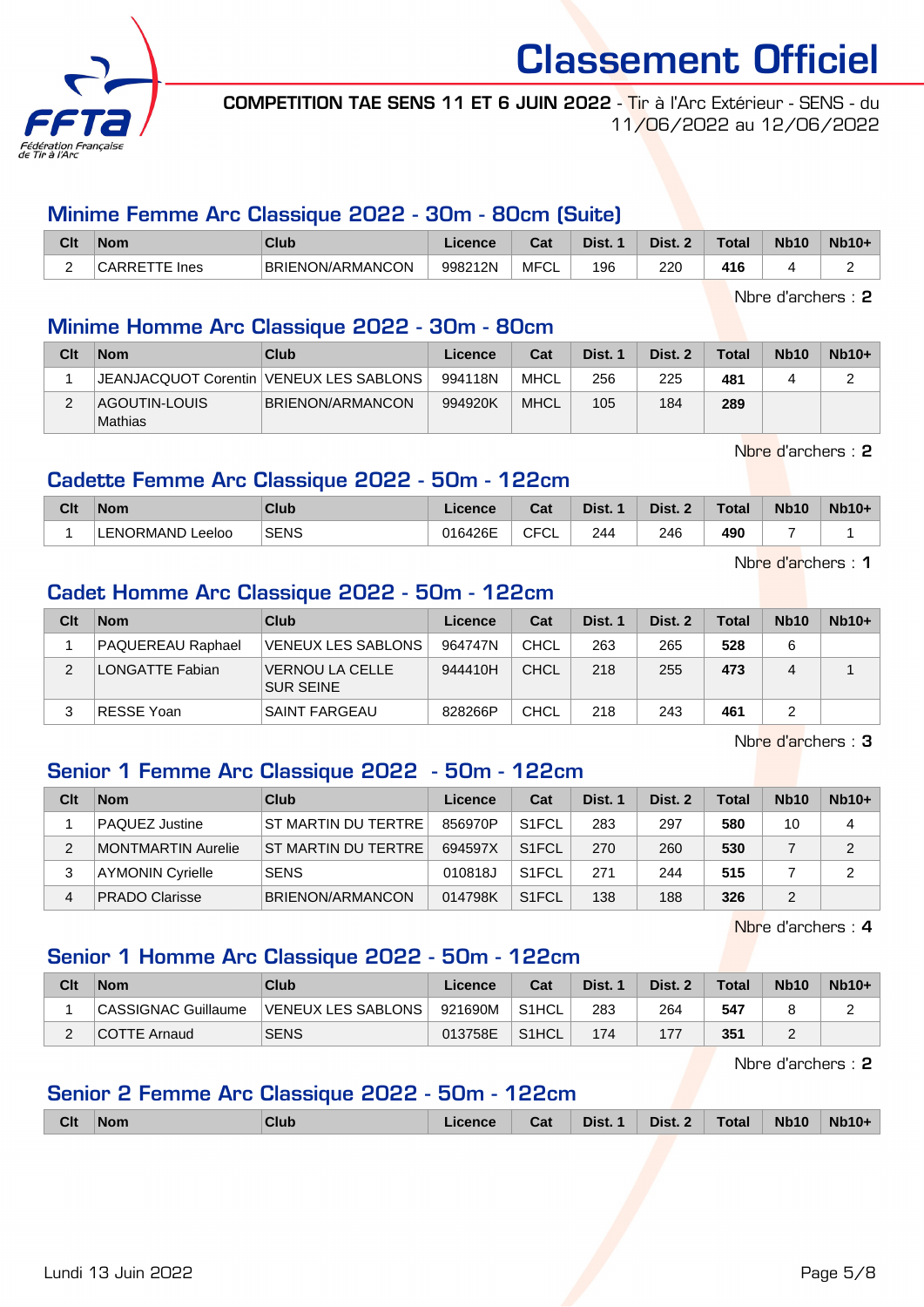# Classement Officiel

**COMPETITION TAE SENS 11 ET 6 JUIN 2022** - Tir à l'Arc Extérieur - SENS - du 11/06/2022 au 12/06/2022

## Minime Femme Arc Classique 2022 - 30m - 80cm (Suite)

| Clt | Nom | Club | Licence | Cat | Dist. 1 | Dist. 2 | Total | Nb10 | Nb10+ |
|---|---|---|---|---|---|---|---|---|---|
| 2 | CARRETTE Ines | BRIENON/ARMANCON | 998212N | MFCL | 196 | 220 | **416** | 4 | 2 |

Nbre d'archers : **2**

## Minime Homme Arc Classique 2022 - 30m - 80cm

| Clt | Nom | Club | Licence | Cat | Dist. 1 | Dist. 2 | Total | Nb10 | Nb10+ |
|---|---|---|---|---|---|---|---|---|---|
| 1 | JEANJACQUOT Corentin | VENEUX LES SABLONS | 994118N | MHCL | 256 | 225 | **481** | 4 | 2 |
| 2 | AGOUTIN-LOUIS Mathias | BRIENON/ARMANCON | 994920K | MHCL | 105 | 184 | **289** | | |

Nbre d'archers : **2**

## Cadette Femme Arc Classique 2022 - 50m - 122cm

| Clt | Nom | Club | Licence | Cat | Dist. 1 | Dist. 2 | Total | Nb10 | Nb10+ |
|---|---|---|---|---|---|---|---|---|---|
| 1 | LENORMAND Leeloo | SENS | 016426E | CFCL | 244 | 246 | **490** | 7 | 1 |

Nbre d'archers : **1**

## Cadet Homme Arc Classique 2022 - 50m - 122cm

| Clt | Nom | Club | Licence | Cat | Dist. 1 | Dist. 2 | Total | Nb10 | Nb10+ |
|---|---|---|---|---|---|---|---|---|---|
| 1 | PAQUEREAU Raphael | VENEUX LES SABLONS | 964747N | CHCL | 263 | 265 | **528** | 6 | |
| 2 | LONGATTE Fabian | VERNOU LA CELLE SUR SEINE | 944410H | CHCL | 218 | 255 | **473** | 4 | 1 |
| 3 | RESSE Yoan | SAINT FARGEAU | 828266P | CHCL | 218 | 243 | **461** | 2 | |

Nbre d'archers : **3**

## Senior 1 Femme Arc Classique 2022 - 50m - 122cm

| Clt | Nom | Club | Licence | Cat | Dist. 1 | Dist. 2 | Total | Nb10 | Nb10+ |
|---|---|---|---|---|---|---|---|---|---|
| 1 | PAQUEZ Justine | ST MARTIN DU TERTRE | 856970P | S1FCL | 283 | 297 | **580** | 10 | 4 |
| 2 | MONTMARTIN Aurelie | ST MARTIN DU TERTRE | 694597X | S1FCL | 270 | 260 | **530** | 7 | 2 |
| 3 | AYMONIN Cyrielle | SENS | 010818J | S1FCL | 271 | 244 | **515** | 7 | 2 |
| 4 | PRADO Clarisse | BRIENON/ARMANCON | 014798K | S1FCL | 138 | 188 | **326** | 2 | |

Nbre d'archers : **4**

## Senior 1 Homme Arc Classique 2022 - 50m - 122cm

| Clt | Nom | Club | Licence | Cat | Dist. 1 | Dist. 2 | Total | Nb10 | Nb10+ |
|---|---|---|---|---|---|---|---|---|---|
| 1 | CASSIGNAC Guillaume | VENEUX LES SABLONS | 921690M | S1HCL | 283 | 264 | **547** | 8 | 2 |
| 2 | COTTE Arnaud | SENS | 013758E | S1HCL | 174 | 177 | **351** | 2 | |

Nbre d'archers : **2**

## Senior 2 Femme Arc Classique 2022 - 50m - 122cm

| Clt | Nom | Club | Licence | Cat | Dist. 1 | Dist. 2 | Total | Nb10 | Nb10+ |
|---|---|---|---|---|---|---|---|---|---|

Lundi 13 Juin 2022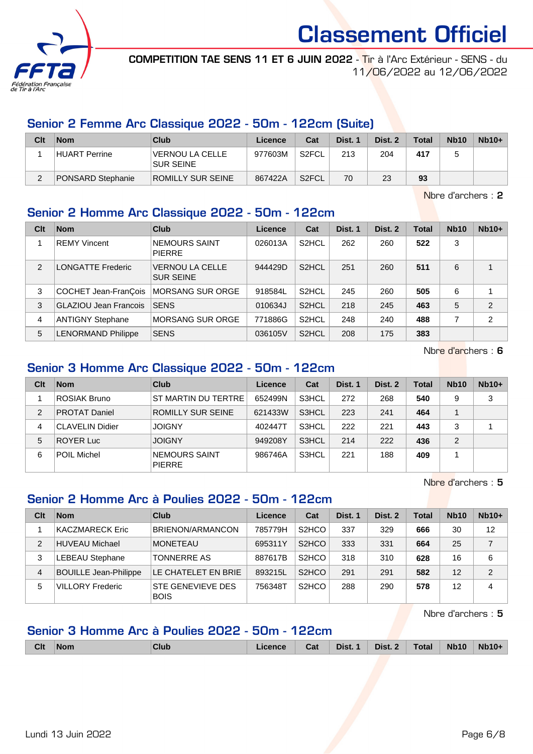# Classement Officiel

**COMPETITION TAE SENS 11 ET 6 JUIN 2022** - Tir à l'Arc Extérieur - SENS - du 11/06/2022 au 12/06/2022

## Senior 2 Femme Arc Classique 2022 - 50m - 122cm (Suite)

| Clt | Nom | Club | Licence | Cat | Dist. 1 | Dist. 2 | Total | Nb10 | Nb10+ |
|---|---|---|---|---|---|---|---|---|---|
| 1 | HUART Perrine | VERNOU LA CELLE SUR SEINE | 977603M | S2FCL | 213 | 204 | **417** | 5 | |
| 2 | PONSARD Stephanie | ROMILLY SUR SEINE | 867422A | S2FCL | 70 | 23 | **93** | | |

Nbre d'archers : **2**

## Senior 2 Homme Arc Classique 2022 - 50m - 122cm

| Clt | Nom | Club | Licence | Cat | Dist. 1 | Dist. 2 | Total | Nb10 | Nb10+ |
|---|---|---|---|---|---|---|---|---|---|
| 1 | REMY Vincent | NEMOURS SAINT PIERRE | 026013A | S2HCL | 262 | 260 | **522** | 3 | |
| 2 | LONGATTE Frederic | VERNOU LA CELLE SUR SEINE | 944429D | S2HCL | 251 | 260 | **511** | 6 | 1 |
| 3 | COCHET Jean-FranÇois | MORSANG SUR ORGE | 918584L | S2HCL | 245 | 260 | **505** | 6 | 1 |
| 3 | GLAZIOU Jean Francois | SENS | 010634J | S2HCL | 218 | 245 | **463** | 5 | 2 |
| 4 | ANTIGNY Stephane | MORSANG SUR ORGE | 771886G | S2HCL | 248 | 240 | **488** | 7 | 2 |
| 5 | LENORMAND Philippe | SENS | 036105V | S2HCL | 208 | 175 | **383** | | |

Nbre d'archers : **6**

## Senior 3 Homme Arc Classique 2022 - 50m - 122cm

| Clt | Nom | Club | Licence | Cat | Dist. 1 | Dist. 2 | Total | Nb10 | Nb10+ |
|---|---|---|---|---|---|---|---|---|---|
| 1 | ROSIAK Bruno | ST MARTIN DU TERTRE | 652499N | S3HCL | 272 | 268 | **540** | 9 | 3 |
| 2 | PROTAT Daniel | ROMILLY SUR SEINE | 621433W | S3HCL | 223 | 241 | **464** | 1 | |
| 4 | CLAVELIN Didier | JOIGNY | 402447T | S3HCL | 222 | 221 | **443** | 3 | 1 |
| 5 | ROYER Luc | JOIGNY | 949208Y | S3HCL | 214 | 222 | **436** | 2 | |
| 6 | POIL Michel | NEMOURS SAINT PIERRE | 986746A | S3HCL | 221 | 188 | **409** | 1 | |

Nbre d'archers : **5**

## Senior 2 Homme Arc à Poulies 2022 - 50m - 122cm

| Clt | Nom | Club | Licence | Cat | Dist. 1 | Dist. 2 | Total | Nb10 | Nb10+ |
|---|---|---|---|---|---|---|---|---|---|
| 1 | KACZMARECK Eric | BRIENON/ARMANCON | 785779H | S2HCO | 337 | 329 | **666** | 30 | 12 |
| 2 | HUVEAU Michael | MONETEAU | 695311Y | S2HCO | 333 | 331 | **664** | 25 | 7 |
| 3 | LEBEAU Stephane | TONNERRE AS | 887617B | S2HCO | 318 | 310 | **628** | 16 | 6 |
| 4 | BOUILLE Jean-Philippe | LE CHATELET EN BRIE | 893215L | S2HCO | 291 | 291 | **582** | 12 | 2 |
| 5 | VILLORY Frederic | STE GENEVIEVE DES BOIS | 756348T | S2HCO | 288 | 290 | **578** | 12 | 4 |

Nbre d'archers : **5**

## Senior 3 Homme Arc à Poulies 2022 - 50m - 122cm

| Clt | Nom | Club | Licence | Cat | Dist. 1 | Dist. 2 | Total | Nb10 | Nb10+ |
|---|---|---|---|---|---|---|---|---|---|

Lundi 13 Juin 2022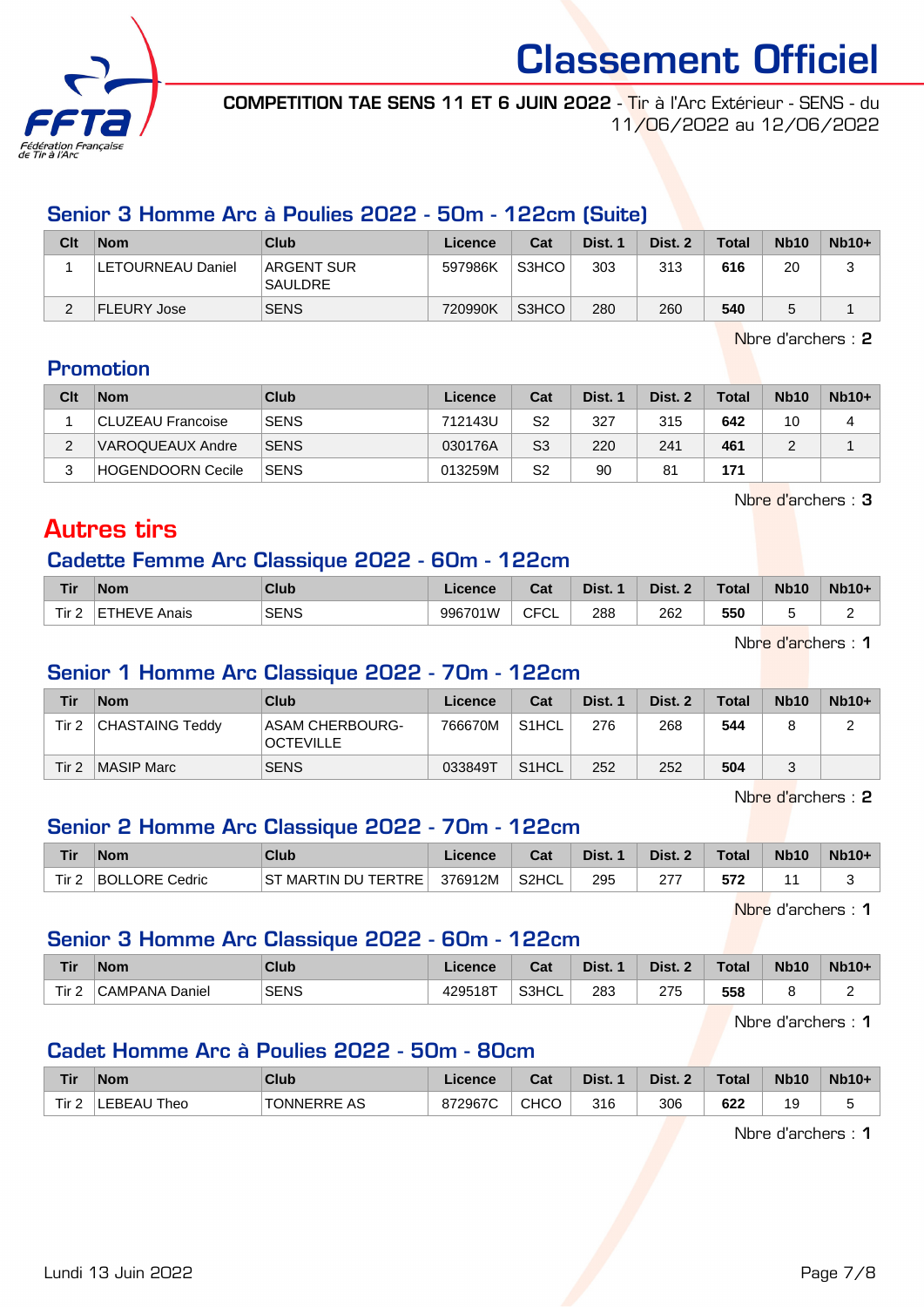# Classement Officiel

**COMPETITION TAE SENS 11 ET 6 JUIN 2022** - Tir à l'Arc Extérieur - SENS - du 11/06/2022 au 12/06/2022

## Senior 3 Homme Arc à Poulies 2022 - 50m - 122cm (Suite)

| Clt | Nom | Club | Licence | Cat | Dist. 1 | Dist. 2 | Total | Nb10 | Nb10+ |
|---|---|---|---|---|---|---|---|---|---|
| 1 | LETOURNEAU Daniel | ARGENT SUR SAULDRE | 597986K | S3HCO | 303 | 313 | **616** | 20 | 3 |
| 2 | FLEURY Jose | SENS | 720990K | S3HCO | 280 | 260 | **540** | 5 | 1 |

Nbre d'archers : **2**

## Promotion

| Clt | Nom | Club | Licence | Cat | Dist. 1 | Dist. 2 | Total | Nb10 | Nb10+ |
|---|---|---|---|---|---|---|---|---|---|
| 1 | CLUZEAU Francoise | SENS | 712143U | S2 | 327 | 315 | **642** | 10 | 4 |
| 2 | VAROQUEAUX Andre | SENS | 030176A | S3 | 220 | 241 | **461** | 2 | 1 |
| 3 | HOGENDOORN Cecile | SENS | 013259M | S2 | 90 | 81 | **171** | | |

Nbre d'archers : **3**

# Autres tirs

## Cadette Femme Arc Classique 2022 - 60m - 122cm

| Tir | Nom | Club | Licence | Cat | Dist. 1 | Dist. 2 | Total | Nb10 | Nb10+ |
|---|---|---|---|---|---|---|---|---|---|
| Tir 2 | ETHEVE Anais | SENS | 996701W | CFCL | 288 | 262 | **550** | 5 | 2 |

Nbre d'archers : **1**

## Senior 1 Homme Arc Classique 2022 - 70m - 122cm

| Tir | Nom | Club | Licence | Cat | Dist. 1 | Dist. 2 | Total | Nb10 | Nb10+ |
|---|---|---|---|---|---|---|---|---|---|
| Tir 2 | CHASTAING Teddy | ASAM CHERBOURG-OCTEVILLE | 766670M | S1HCL | 276 | 268 | **544** | 8 | 2 |
| Tir 2 | MASIP Marc | SENS | 033849T | S1HCL | 252 | 252 | **504** | 3 | |

Nbre d'archers : **2**

## Senior 2 Homme Arc Classique 2022 - 70m - 122cm

| Tir | Nom | Club | Licence | Cat | Dist. 1 | Dist. 2 | Total | Nb10 | Nb10+ |
|---|---|---|---|---|---|---|---|---|---|
| Tir 2 | BOLLORE Cedric | ST MARTIN DU TERTRE | 376912M | S2HCL | 295 | 277 | **572** | 11 | 3 |

Nbre d'archers : **1**

## Senior 3 Homme Arc Classique 2022 - 60m - 122cm

| Tir | Nom | Club | Licence | Cat | Dist. 1 | Dist. 2 | Total | Nb10 | Nb10+ |
|---|---|---|---|---|---|---|---|---|---|
| Tir 2 | CAMPANA Daniel | SENS | 429518T | S3HCL | 283 | 275 | **558** | 8 | 2 |

Nbre d'archers : **1**

## Cadet Homme Arc à Poulies 2022 - 50m - 80cm

| Tir | Nom | Club | Licence | Cat | Dist. 1 | Dist. 2 | Total | Nb10 | Nb10+ |
|---|---|---|---|---|---|---|---|---|---|
| Tir 2 | LEBEAU Theo | TONNERRE AS | 872967C | CHCO | 316 | 306 | **622** | 19 | 5 |

Nbre d'archers : **1**

Lundi 13 Juin 2022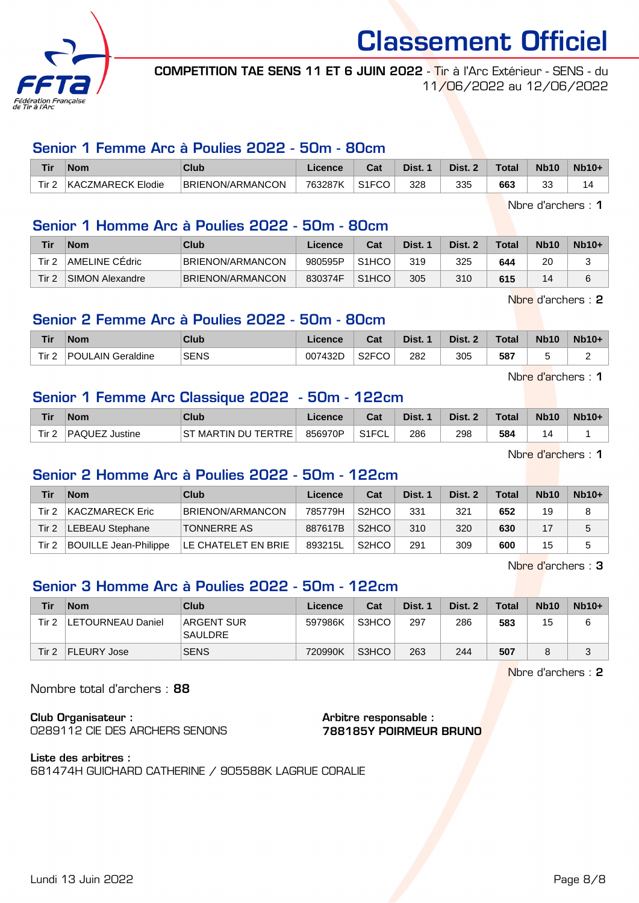# Classement Officiel

**COMPETITION TAE SENS 11 ET 6 JUIN 2022** - Tir à l'Arc Extérieur - SENS - du 11/06/2022 au 12/06/2022

## Senior 1 Femme Arc à Poulies 2022 - 50m - 80cm

| Tir | Nom | Club | Licence | Cat | Dist. 1 | Dist. 2 | Total | Nb10 | Nb10+ |
|---|---|---|---|---|---|---|---|---|---|
| Tir 2 | KACZMARECK Elodie | BRIENON/ARMANCON | 763287K | S1FCO | 328 | 335 | **663** | 33 | 14 |

Nbre d'archers : **1**

## Senior 1 Homme Arc à Poulies 2022 - 50m - 80cm

| Tir | Nom | Club | Licence | Cat | Dist. 1 | Dist. 2 | Total | Nb10 | Nb10+ |
|---|---|---|---|---|---|---|---|---|---|
| Tir 2 | AMELINE CÉdric | BRIENON/ARMANCON | 980595P | S1HCO | 319 | 325 | **644** | 20 | 3 |
| Tir 2 | SIMON Alexandre | BRIENON/ARMANCON | 830374F | S1HCO | 305 | 310 | **615** | 14 | 6 |

Nbre d'archers : **2**

## Senior 2 Femme Arc à Poulies 2022 - 50m - 80cm

| Tir | Nom | Club | Licence | Cat | Dist. 1 | Dist. 2 | Total | Nb10 | Nb10+ |
|---|---|---|---|---|---|---|---|---|---|
| Tir 2 | POULAIN Geraldine | SENS | 007432D | S2FCO | 282 | 305 | **587** | 5 | 2 |

Nbre d'archers : **1**

## Senior 1 Femme Arc Classique 2022 - 50m - 122cm

| Tir | Nom | Club | Licence | Cat | Dist. 1 | Dist. 2 | Total | Nb10 | Nb10+ |
|---|---|---|---|---|---|---|---|---|---|
| Tir 2 | PAQUEZ Justine | ST MARTIN DU TERTRE | 856970P | S1FCL | 286 | 298 | **584** | 14 | 1 |

Nbre d'archers : **1**

## Senior 2 Homme Arc à Poulies 2022 - 50m - 122cm

| Tir | Nom | Club | Licence | Cat | Dist. 1 | Dist. 2 | Total | Nb10 | Nb10+ |
|---|---|---|---|---|---|---|---|---|---|
| Tir 2 | KACZMARECK Eric | BRIENON/ARMANCON | 785779H | S2HCO | 331 | 321 | **652** | 19 | 8 |
| Tir 2 | LEBEAU Stephane | TONNERRE AS | 887617B | S2HCO | 310 | 320 | **630** | 17 | 5 |
| Tir 2 | BOUILLE Jean-Philippe | LE CHATELET EN BRIE | 893215L | S2HCO | 291 | 309 | **600** | 15 | 5 |

Nbre d'archers : **3**

## Senior 3 Homme Arc à Poulies 2022 - 50m - 122cm

| Tir | Nom | Club | Licence | Cat | Dist. 1 | Dist. 2 | Total | Nb10 | Nb10+ |
|---|---|---|---|---|---|---|---|---|---|
| Tir 2 | LETOURNEAU Daniel | ARGENT SUR SAULDRE | 597986K | S3HCO | 297 | 286 | **583** | 15 | 6 |
| Tir 2 | FLEURY Jose | SENS | 720990K | S3HCO | 263 | 244 | **507** | 8 | 3 |

Nbre d'archers : **2**

Nombre total d'archers : **88**

**Club Organisateur :**
0289112 CIE DES ARCHERS SENONS

**Arbitre responsable :**
**788185Y POIRMEUR BRUNO**

**Liste des arbitres :**
681474H GUICHARD CATHERINE / 905588K LAGRUE CORALIE

Lundi 13 Juin 2022